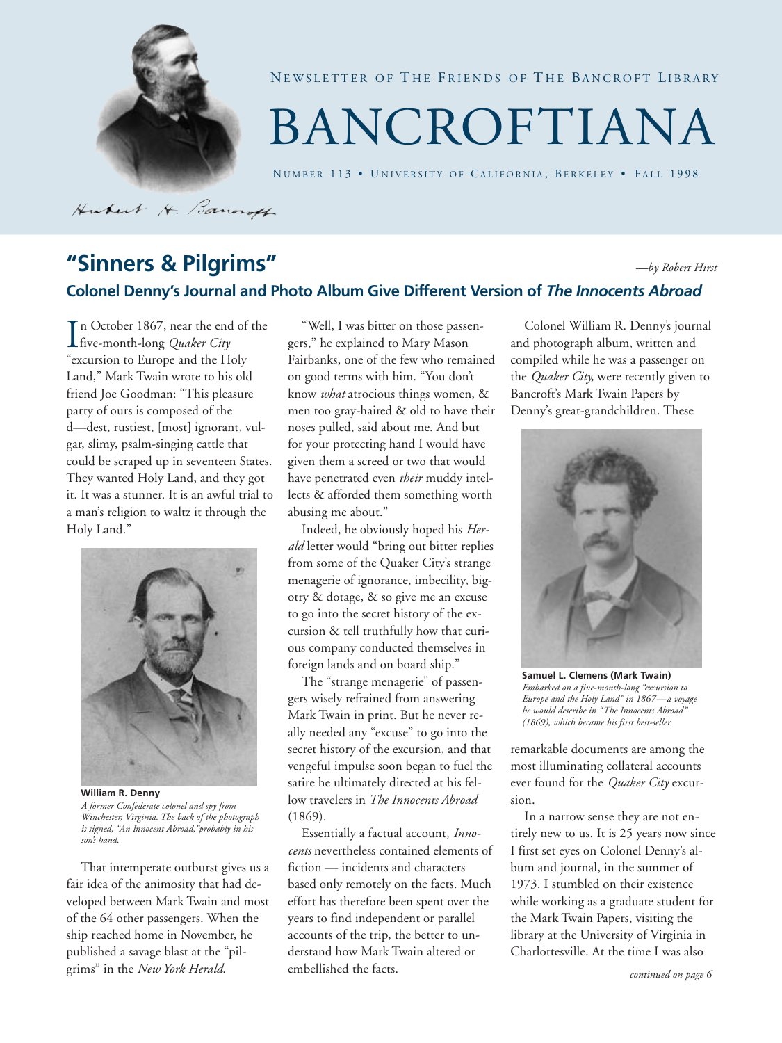NEWSLETTER OF THE FRIENDS OF THE BANCROFT LIBRARY

# BANCROFTIANA

NUMBER 113 • UNIVERSITY OF CALIFORNIA, BERKELEY • FALL 1998

## "Sinners & Pilgrims"

*—by Robert Hirst*

### Colonel Denny's Journal and Photo Album Give Different Version of *The Innocents Abroad*

In October 1867, near the end of the five-month-long *Quaker City* "excursion to Europe and the Holy Land," Mark Twain wrote to his old friend Joe Goodman: "This pleasure party of ours is composed of the d—dest, rustiest, [most] ignorant, vulgar, slimy, psalm-singing cattle that could be scraped up in seventeen States. They wanted Holy Land, and they got it. It was a stunner. It is an awful trial to a man's religion to waltz it through the Holy Land."

**William R. Denny**
*A former Confederate colonel and spy from Winchester, Virginia. The back of the photograph is signed, "An Innocent Abroad," probably in his son's hand.*

That intemperate outburst gives us a fair idea of the animosity that had developed between Mark Twain and most of the 64 other passengers. When the ship reached home in November, he published a savage blast at the "pilgrims" in the *New York Herald*.

"Well, I was bitter on those passengers," he explained to Mary Mason Fairbanks, one of the few who remained on good terms with him. "You don't know *what* atrocious things women, & men too gray-haired & old to have their noses pulled, said about me. And but for your protecting hand I would have given them a screed or two that would have penetrated even *their* muddy intellects & afforded them something worth abusing me about."

Indeed, he obviously hoped his *Herald* letter would "bring out bitter replies from some of the Quaker City's strange menagerie of ignorance, imbecility, bigotry & dotage, & so give me an excuse to go into the secret history of the excursion & tell truthfully how that curious company conducted themselves in foreign lands and on board ship."

The "strange menagerie" of passengers wisely refrained from answering Mark Twain in print. But he never really needed any "excuse" to go into the secret history of the excursion, and that vengeful impulse soon began to fuel the satire he ultimately directed at his fellow travelers in *The Innocents Abroad* (1869).

Essentially a factual account, *Innocents* nevertheless contained elements of fiction — incidents and characters based only remotely on the facts. Much effort has therefore been spent over the years to find independent or parallel accounts of the trip, the better to understand how Mark Twain altered or embellished the facts.

Colonel William R. Denny's journal and photograph album, written and compiled while he was a passenger on the *Quaker City*, were recently given to Bancroft's Mark Twain Papers by Denny's great-grandchildren. These

**Samuel L. Clemens (Mark Twain)**
*Embarked on a five-month-long "excursion to Europe and the Holy Land" in 1867—a voyage he would describe in "The Innocents Abroad" (1869), which became his first best-seller.*

remarkable documents are among the most illuminating collateral accounts ever found for the *Quaker City* excursion.

In a narrow sense they are not entirely new to us. It is 25 years now since I first set eyes on Colonel Denny's album and journal, in the summer of 1973. I stumbled on their existence while working as a graduate student for the Mark Twain Papers, visiting the library at the University of Virginia in Charlottesville. At the time I was also

*continued on page 6*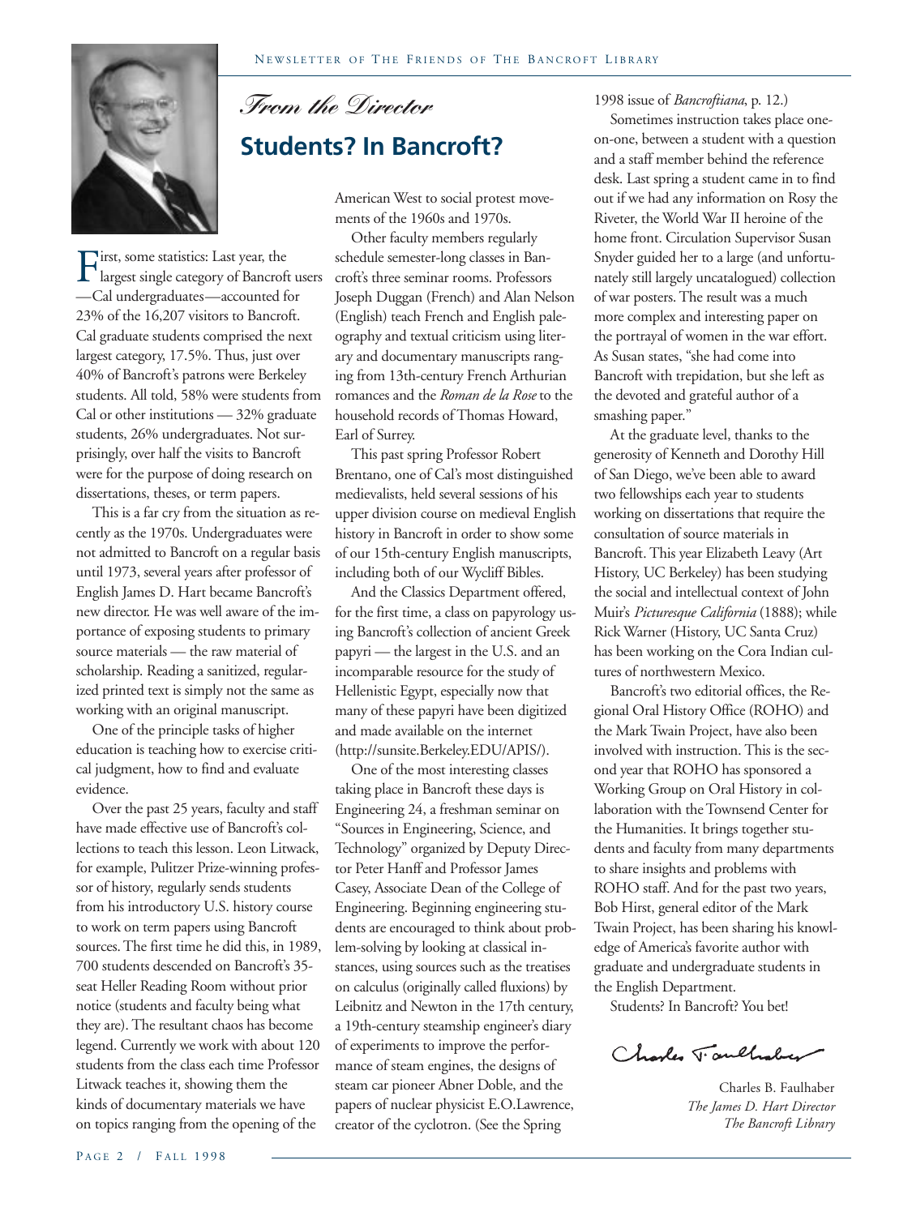*From the Director*

## Students? In Bancroft?

First, some statistics: Last year, the largest single category of Bancroft users—Cal undergraduates—accounted for 23% of the 16,207 visitors to Bancroft. Cal graduate students comprised the next largest category, 17.5%. Thus, just over 40% of Bancroft's patrons were Berkeley students. All told, 58% were students from Cal or other institutions — 32% graduate students, 26% undergraduates. Not surprisingly, over half the visits to Bancroft were for the purpose of doing research on dissertations, theses, or term papers.

This is a far cry from the situation as recently as the 1970s. Undergraduates were not admitted to Bancroft on a regular basis until 1973, several years after professor of English James D. Hart became Bancroft's new director. He was well aware of the importance of exposing students to primary source materials — the raw material of scholarship. Reading a sanitized, regularized printed text is simply not the same as working with an original manuscript.

One of the principle tasks of higher education is teaching how to exercise critical judgment, how to find and evaluate evidence.

Over the past 25 years, faculty and staff have made effective use of Bancroft's collections to teach this lesson. Leon Litwack, for example, Pulitzer Prize-winning professor of history, regularly sends students from his introductory U.S. history course to work on term papers using Bancroft sources. The first time he did this, in 1989, 700 students descended on Bancroft's 35-seat Heller Reading Room without prior notice (students and faculty being what they are). The resultant chaos has become legend. Currently we work with about 120 students from the class each time Professor Litwack teaches it, showing them the kinds of documentary materials we have on topics ranging from the opening of the American West to social protest movements of the 1960s and 1970s.

Other faculty members regularly schedule semester-long classes in Bancroft's three seminar rooms. Professors Joseph Duggan (French) and Alan Nelson (English) teach French and English paleography and textual criticism using literary and documentary manuscripts ranging from 13th-century French Arthurian romances and the *Roman de la Rose* to the household records of Thomas Howard, Earl of Surrey.

This past spring Professor Robert Brentano, one of Cal's most distinguished medievalists, held several sessions of his upper division course on medieval English history in Bancroft in order to show some of our 15th-century English manuscripts, including both of our Wycliff Bibles.

And the Classics Department offered, for the first time, a class on papyrology using Bancroft's collection of ancient Greek papyri — the largest in the U.S. and an incomparable resource for the study of Hellenistic Egypt, especially now that many of these papyri have been digitized and made available on the internet (http://sunsite.Berkeley.EDU/APIS/).

One of the most interesting classes taking place in Bancroft these days is Engineering 24, a freshman seminar on "Sources in Engineering, Science, and Technology" organized by Deputy Director Peter Hanff and Professor James Casey, Associate Dean of the College of Engineering. Beginning engineering students are encouraged to think about problem-solving by looking at classical instances, using sources such as the treatises on calculus (originally called fluxions) by Leibnitz and Newton in the 17th century, a 19th-century steamship engineer's diary of experiments to improve the performance of steam engines, the designs of steam car pioneer Abner Doble, and the papers of nuclear physicist E.O.Lawrence, creator of the cyclotron. (See the Spring 1998 issue of *Bancroftiana*, p. 12.)

Sometimes instruction takes place one-on-one, between a student with a question and a staff member behind the reference desk. Last spring a student came in to find out if we had any information on Rosy the Riveter, the World War II heroine of the home front. Circulation Supervisor Susan Snyder guided her to a large (and unfortunately still largely uncatalogued) collection of war posters. The result was a much more complex and interesting paper on the portrayal of women in the war effort. As Susan states, "she had come into Bancroft with trepidation, but she left as the devoted and grateful author of a smashing paper."

At the graduate level, thanks to the generosity of Kenneth and Dorothy Hill of San Diego, we've been able to award two fellowships each year to students working on dissertations that require the consultation of source materials in Bancroft. This year Elizabeth Leavy (Art History, UC Berkeley) has been studying the social and intellectual context of John Muir's *Picturesque California* (1888); while Rick Warner (History, UC Santa Cruz) has been working on the Cora Indian cultures of northwestern Mexico.

Bancroft's two editorial offices, the Regional Oral History Office (ROHO) and the Mark Twain Project, have also been involved with instruction. This is the second year that ROHO has sponsored a Working Group on Oral History in collaboration with the Townsend Center for the Humanities. It brings together students and faculty from many departments to share insights and problems with ROHO staff. And for the past two years, Bob Hirst, general editor of the Mark Twain Project, has been sharing his knowledge of America's favorite author with graduate and undergraduate students in the English Department.

Students? In Bancroft? You bet!

Charles B. Faulhaber  
*The James D. Hart Director*  
*The Bancroft Library*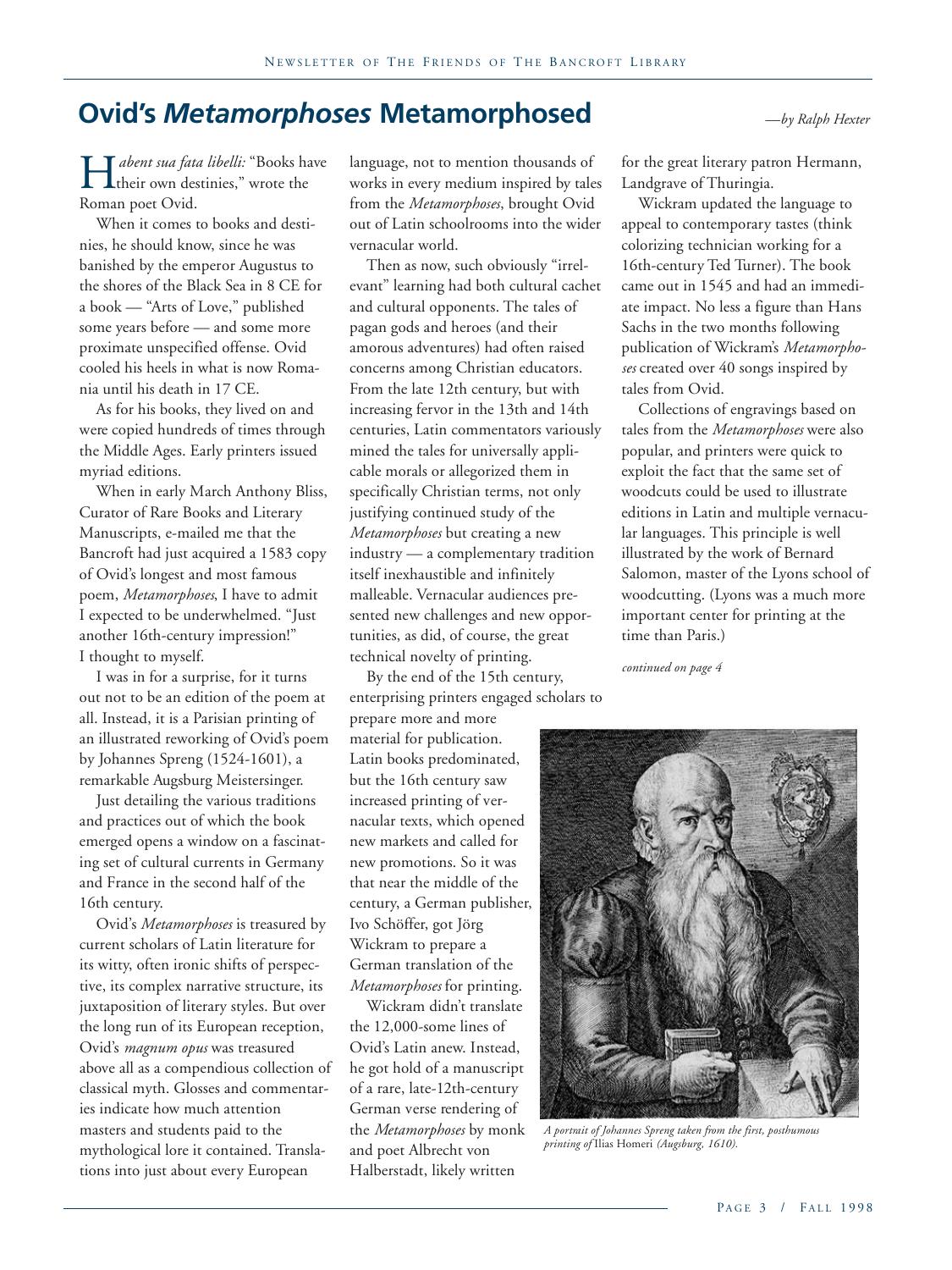# Ovid's *Metamorphoses* Metamorphosed

*—by Ralph Hexter*

*Habent sua fata libelli:* "Books have their own destinies," wrote the Roman poet Ovid.

When it comes to books and destinies, he should know, since he was banished by the emperor Augustus to the shores of the Black Sea in 8 CE for a book — "Arts of Love," published some years before — and some more proximate unspecified offense. Ovid cooled his heels in what is now Romania until his death in 17 CE.

As for his books, they lived on and were copied hundreds of times through the Middle Ages. Early printers issued myriad editions.

When in early March Anthony Bliss, Curator of Rare Books and Literary Manuscripts, e-mailed me that the Bancroft had just acquired a 1583 copy of Ovid's longest and most famous poem, *Metamorphoses*, I have to admit I expected to be underwhelmed. "Just another 16th-century impression!" I thought to myself.

I was in for a surprise, for it turns out not to be an edition of the poem at all. Instead, it is a Parisian printing of an illustrated reworking of Ovid's poem by Johannes Spreng (1524-1601), a remarkable Augsburg Meistersinger.

Just detailing the various traditions and practices out of which the book emerged opens a window on a fascinating set of cultural currents in Germany and France in the second half of the 16th century.

Ovid's *Metamorphoses* is treasured by current scholars of Latin literature for its witty, often ironic shifts of perspective, its complex narrative structure, its juxtaposition of literary styles. But over the long run of its European reception, Ovid's *magnum opus* was treasured above all as a compendious collection of classical myth. Glosses and commentaries indicate how much attention masters and students paid to the mythological lore it contained. Translations into just about every European language, not to mention thousands of works in every medium inspired by tales from the *Metamorphoses*, brought Ovid out of Latin schoolrooms into the wider vernacular world.

Then as now, such obviously "irrelevant" learning had both cultural cachet and cultural opponents. The tales of pagan gods and heroes (and their amorous adventures) had often raised concerns among Christian educators. From the late 12th century, but with increasing fervor in the 13th and 14th centuries, Latin commentators variously mined the tales for universally applicable morals or allegorized them in specifically Christian terms, not only justifying continued study of the *Metamorphoses* but creating a new industry — a complementary tradition itself inexhaustible and infinitely malleable. Vernacular audiences presented new challenges and new opportunities, as did, of course, the great technical novelty of printing.

By the end of the 15th century, enterprising printers engaged scholars to prepare more and more material for publication. Latin books predominated, but the 16th century saw increased printing of vernacular texts, which opened new markets and called for new promotions. So it was that near the middle of the century, a German publisher, Ivo Schöffer, got Jörg Wickram to prepare a German translation of the *Metamorphoses* for printing.

Wickram didn't translate the 12,000-some lines of Ovid's Latin anew. Instead, he got hold of a manuscript of a rare, late-12th-century German verse rendering of the *Metamorphoses* by monk and poet Albrecht von Halberstadt, likely written for the great literary patron Hermann, Landgrave of Thuringia.

Wickram updated the language to appeal to contemporary tastes (think colorizing technician working for a 16th-century Ted Turner). The book came out in 1545 and had an immediate impact. No less a figure than Hans Sachs in the two months following publication of Wickram's *Metamorphoses* created over 40 songs inspired by tales from Ovid.

Collections of engravings based on tales from the *Metamorphoses* were also popular, and printers were quick to exploit the fact that the same set of woodcuts could be used to illustrate editions in Latin and multiple vernacular languages. This principle is well illustrated by the work of Bernard Salomon, master of the Lyons school of woodcutting. (Lyons was a much more important center for printing at the time than Paris.)

*continued on page 4*

*A portrait of Johannes Spreng taken from the first, posthumous printing of* Ilias Homeri *(Augsburg, 1610).*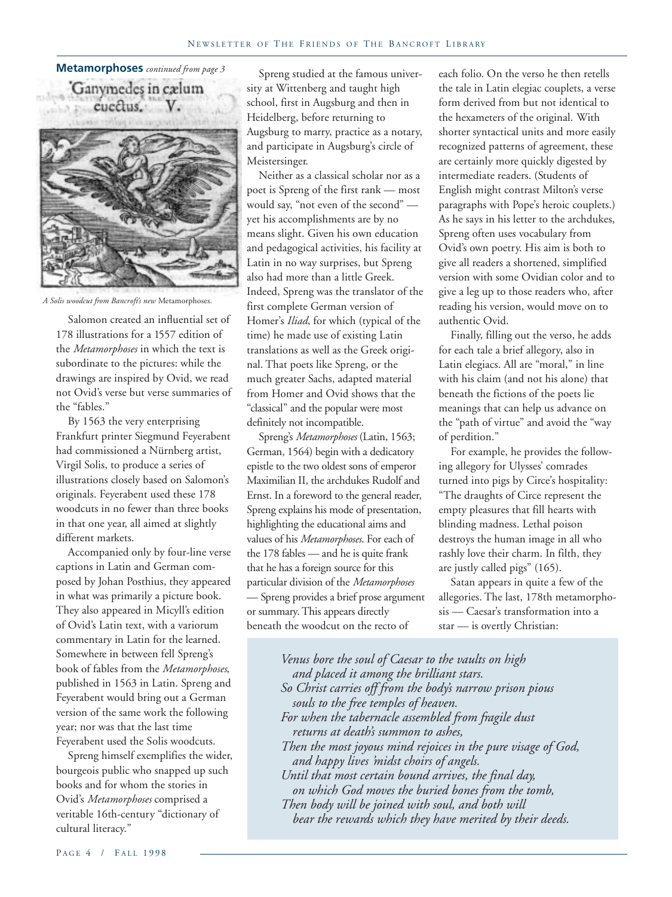**Metamorphoses** *continued from page 3*

Ganymedes in cælum eucctus. V.

*A Solis woodcut from Bancroft's new* Metamorphoses.

Salomon created an influential set of 178 illustrations for a 1557 edition of the *Metamorphoses* in which the text is subordinate to the pictures: while the drawings are inspired by Ovid, we read not Ovid's verse but verse summaries of the "fables."

By 1563 the very enterprising Frankfurt printer Siegmund Feyerabent had commissioned a Nürnberg artist, Virgil Solis, to produce a series of illustrations closely based on Salomon's originals. Feyerabent used these 178 woodcuts in no fewer than three books in that one year, all aimed at slightly different markets.

Accompanied only by four-line verse captions in Latin and German composed by Johan Posthius, they appeared in what was primarily a picture book. They also appeared in Micyll's edition of Ovid's Latin text, with a variorum commentary in Latin for the learned. Somewhere in between fell Spreng's book of fables from the *Metamorphoses*, published in 1563 in Latin. Spreng and Feyerabent would bring out a German version of the same work the following year; nor was that the last time Feyerabent used the Solis woodcuts.

Spreng himself exemplifies the wider, bourgeois public who snapped up such books and for whom the stories in Ovid's *Metamorphoses* comprised a veritable 16th-century "dictionary of cultural literacy."

Spreng studied at the famous university at Wittenberg and taught high school, first in Augsburg and then in Heidelberg, before returning to Augsburg to marry, practice as a notary, and participate in Augsburg's circle of Meistersinger.

Neither as a classical scholar nor as a poet is Spreng of the first rank — most would say, "not even of the second" — yet his accomplishments are by no means slight. Given his own education and pedagogical activities, his facility at Latin in no way surprises, but Spreng also had more than a little Greek. Indeed, Spreng was the translator of the first complete German version of Homer's *Iliad*, for which (typical of the time) he made use of existing Latin translations as well as the Greek original. That poets like Spreng, or the much greater Sachs, adapted material from Homer and Ovid shows that the "classical" and the popular were most definitely not incompatible.

Spreng's *Metamorphoses* (Latin, 1563; German, 1564) begin with a dedicatory epistle to the two oldest sons of emperor Maximilian II, the archdukes Rudolf and Ernst. In a foreword to the general reader, Spreng explains his mode of presentation, highlighting the educational aims and values of his *Metamorphoses*. For each of the 178 fables — and he is quite frank that he has a foreign source for this particular division of the *Metamorphoses* — Spreng provides a brief prose argument or summary. This appears directly beneath the woodcut on the recto of each folio. On the verso he then retells the tale in Latin elegiac couplets, a verse form derived from but not identical to the hexameters of the original. With shorter syntactical units and more easily recognized patterns of agreement, these are certainly more quickly digested by intermediate readers. (Students of English might contrast Milton's verse paragraphs with Pope's heroic couplets.) As he says in his letter to the archdukes, Spreng often uses vocabulary from Ovid's own poetry. His aim is both to give all readers a shortened, simplified version with some Ovidian color and to give a leg up to those readers who, after reading his version, would move on to authentic Ovid.

Finally, filling out the verso, he adds for each tale a brief allegory, also in Latin elegiacs. All are "moral," in line with his claim (and not his alone) that beneath the fictions of the poets lie meanings that can help us advance on the "path of virtue" and avoid the "way of perdition."

For example, he provides the following allegory for Ulysses' comrades turned into pigs by Circe's hospitality: "The draughts of Circe represent the empty pleasures that fill hearts with blinding madness. Lethal poison destroys the human image in all who rashly love their charm. In filth, they are justly called pigs" (165).

Satan appears in quite a few of the allegories. The last, 178th metamorphosis — Caesar's transformation into a star — is overtly Christian:

*Venus bore the soul of Caesar to the vaults on high*
*and placed it among the brilliant stars.*
*So Christ carries off from the body's narrow prison pious*
*souls to the free temples of heaven.*
*For when the tabernacle assembled from fragile dust*
*returns at death's summon to ashes,*
*Then the most joyous mind rejoices in the pure visage of God,*
*and happy lives 'midst choirs of angels.*
*Until that most certain bound arrives, the final day,*
*on which God moves the buried bones from the tomb,*
*Then body will be joined with soul, and both will*
*bear the rewards which they have merited by their deeds.*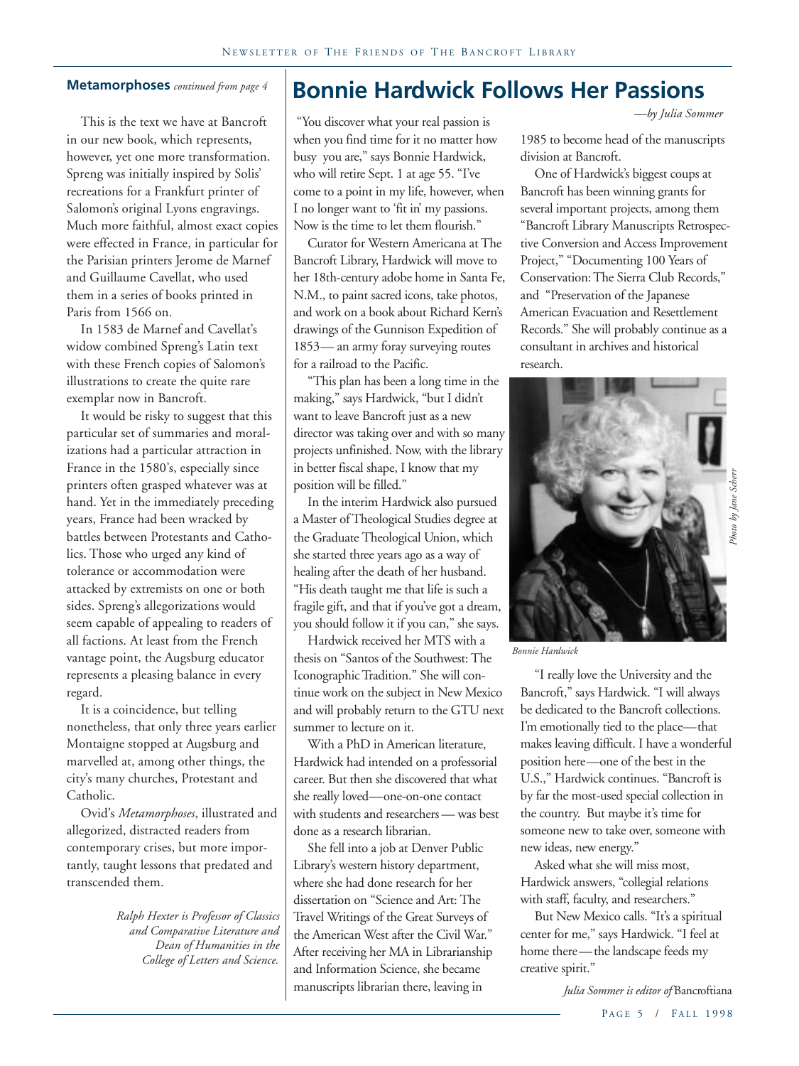**Metamorphoses** *continued from page 4*

This is the text we have at Bancroft in our new book, which represents, however, yet one more transformation. Spreng was initially inspired by Solis' recreations for a Frankfurt printer of Salomon's original Lyons engravings. Much more faithful, almost exact copies were effected in France, in particular for the Parisian printers Jerome de Marnef and Guillaume Cavellat, who used them in a series of books printed in Paris from 1566 on.

In 1583 de Marnef and Cavellat's widow combined Spreng's Latin text with these French copies of Salomon's illustrations to create the quite rare exemplar now in Bancroft.

It would be risky to suggest that this particular set of summaries and moralizations had a particular attraction in France in the 1580's, especially since printers often grasped whatever was at hand. Yet in the immediately preceding years, France had been wracked by battles between Protestants and Catholics. Those who urged any kind of tolerance or accommodation were attacked by extremists on one or both sides. Spreng's allegorizations would seem capable of appealing to readers of all factions. At least from the French vantage point, the Augsburg educator represents a pleasing balance in every regard.

It is a coincidence, but telling nonetheless, that only three years earlier Montaigne stopped at Augsburg and marvelled at, among other things, the city's many churches, Protestant and Catholic.

Ovid's *Metamorphoses*, illustrated and allegorized, distracted readers from contemporary crises, but more importantly, taught lessons that predated and transcended them.

*Ralph Hexter is Professor of Classics and Comparative Literature and Dean of Humanities in the College of Letters and Science.*

# Bonnie Hardwick Follows Her Passions

*—by Julia Sommer*

"You discover what your real passion is when you find time for it no matter how busy you are," says Bonnie Hardwick, who will retire Sept. 1 at age 55. "I've come to a point in my life, however, when I no longer want to 'fit in' my passions. Now is the time to let them flourish."

Curator for Western Americana at The Bancroft Library, Hardwick will move to her 18th-century adobe home in Santa Fe, N.M., to paint sacred icons, take photos, and work on a book about Richard Kern's drawings of the Gunnison Expedition of 1853— an army foray surveying routes for a railroad to the Pacific.

"This plan has been a long time in the making," says Hardwick, "but I didn't want to leave Bancroft just as a new director was taking over and with so many projects unfinished. Now, with the library in better fiscal shape, I know that my position will be filled."

In the interim Hardwick also pursued a Master of Theological Studies degree at the Graduate Theological Union, which she started three years ago as a way of healing after the death of her husband. "His death taught me that life is such a fragile gift, and that if you've got a dream, you should follow it if you can," she says.

Hardwick received her MTS with a thesis on "Santos of the Southwest: The Iconographic Tradition." She will continue work on the subject in New Mexico and will probably return to the GTU next summer to lecture on it.

With a PhD in American literature, Hardwick had intended on a professorial career. But then she discovered that what she really loved—one-on-one contact with students and researchers — was best done as a research librarian.

She fell into a job at Denver Public Library's western history department, where she had done research for her dissertation on "Science and Art: The Travel Writings of the Great Surveys of the American West after the Civil War." After receiving her MA in Librarianship and Information Science, she became manuscripts librarian there, leaving in 1985 to become head of the manuscripts division at Bancroft.

One of Hardwick's biggest coups at Bancroft has been winning grants for several important projects, among them "Bancroft Library Manuscripts Retrospective Conversion and Access Improvement Project," "Documenting 100 Years of Conservation: The Sierra Club Records," and "Preservation of the Japanese American Evacuation and Resettlement Records." She will probably continue as a consultant in archives and historical research.

*Photo by Jane Scherr*

*Bonnie Hardwick*

"I really love the University and the Bancroft," says Hardwick. "I will always be dedicated to the Bancroft collections. I'm emotionally tied to the place—that makes leaving difficult. I have a wonderful position here—one of the best in the U.S.," Hardwick continues. "Bancroft is by far the most-used special collection in the country. But maybe it's time for someone new to take over, someone with new ideas, new energy."

Asked what she will miss most, Hardwick answers, "collegial relations with staff, faculty, and researchers."

But New Mexico calls. "It's a spiritual center for me," says Hardwick. "I feel at home there— the landscape feeds my creative spirit."

*Julia Sommer is editor of* Bancroftiana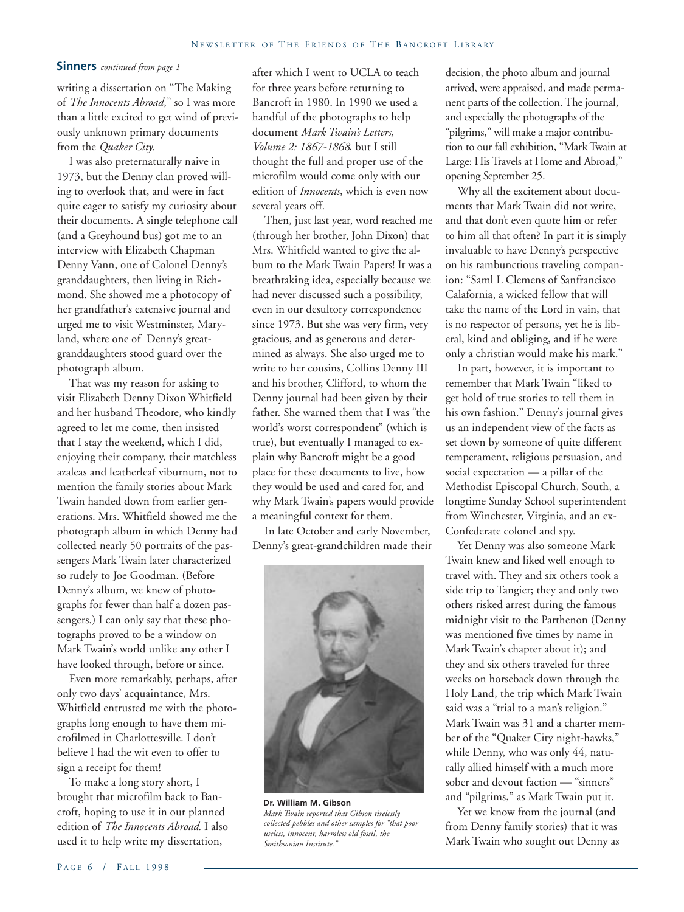**Sinners** *continued from page 1*

writing a dissertation on "The Making of *The Innocents Abroad*," so I was more than a little excited to get wind of previously unknown primary documents from the *Quaker City*.

I was also preternaturally naive in 1973, but the Denny clan proved willing to overlook that, and were in fact quite eager to satisfy my curiosity about their documents. A single telephone call (and a Greyhound bus) got me to an interview with Elizabeth Chapman Denny Vann, one of Colonel Denny's granddaughters, then living in Richmond. She showed me a photocopy of her grandfather's extensive journal and urged me to visit Westminster, Maryland, where one of Denny's great-granddaughters stood guard over the photograph album.

That was my reason for asking to visit Elizabeth Denny Dixon Whitfield and her husband Theodore, who kindly agreed to let me come, then insisted that I stay the weekend, which I did, enjoying their company, their matchless azaleas and leatherleaf viburnum, not to mention the family stories about Mark Twain handed down from earlier generations. Mrs. Whitfield showed me the photograph album in which Denny had collected nearly 50 portraits of the passengers Mark Twain later characterized so rudely to Joe Goodman. (Before Denny's album, we knew of photographs for fewer than half a dozen passengers.) I can only say that these photographs proved to be a window on Mark Twain's world unlike any other I have looked through, before or since.

Even more remarkably, perhaps, after only two days' acquaintance, Mrs. Whitfield entrusted me with the photographs long enough to have them microfilmed in Charlottesville. I don't believe I had the wit even to offer to sign a receipt for them!

To make a long story short, I brought that microfilm back to Bancroft, hoping to use it in our planned edition of *The Innocents Abroad*. I also used it to help write my dissertation, after which I went to UCLA to teach for three years before returning to Bancroft in 1980. In 1990 we used a handful of the photographs to help document *Mark Twain's Letters, Volume 2: 1867-1868*, but I still thought the full and proper use of the microfilm would come only with our edition of *Innocents*, which is even now several years off.

Then, just last year, word reached me (through her brother, John Dixon) that Mrs. Whitfield wanted to give the album to the Mark Twain Papers! It was a breathtaking idea, especially because we had never discussed such a possibility, even in our desultory correspondence since 1973. But she was very firm, very gracious, and as generous and determined as always. She also urged me to write to her cousins, Collins Denny III and his brother, Clifford, to whom the Denny journal had been given by their father. She warned them that I was "the world's worst correspondent" (which is true), but eventually I managed to explain why Bancroft might be a good place for these documents to live, how they would be used and cared for, and why Mark Twain's papers would provide a meaningful context for them.

In late October and early November, Denny's great-grandchildren made their decision, the photo album and journal arrived, were appraised, and made permanent parts of the collection. The journal, and especially the photographs of the "pilgrims," will make a major contribution to our fall exhibition, "Mark Twain at Large: His Travels at Home and Abroad," opening September 25.

**Dr. William M. Gibson**
*Mark Twain reported that Gibson tirelessly collected pebbles and other samples for "that poor useless, innocent, harmless old fossil, the Smithsonian Institute."*

Why all the excitement about documents that Mark Twain did not write, and that don't even quote him or refer to him all that often? In part it is simply invaluable to have Denny's perspective on his rambunctious traveling companion: "Saml L Clemens of Sanfrancisco Calafornia, a wicked fellow that will take the name of the Lord in vain, that is no respector of persons, yet he is liberal, kind and obliging, and if he were only a christian would make his mark."

In part, however, it is important to remember that Mark Twain "liked to get hold of true stories to tell them in his own fashion." Denny's journal gives us an independent view of the facts as set down by someone of quite different temperament, religious persuasion, and social expectation — a pillar of the Methodist Episcopal Church, South, a longtime Sunday School superintendent from Winchester, Virginia, and an ex-Confederate colonel and spy.

Yet Denny was also someone Mark Twain knew and liked well enough to travel with. They and six others took a side trip to Tangier; they and only two others risked arrest during the famous midnight visit to the Parthenon (Denny was mentioned five times by name in Mark Twain's chapter about it); and they and six others traveled for three weeks on horseback down through the Holy Land, the trip which Mark Twain said was a "trial to a man's religion." Mark Twain was 31 and a charter member of the "Quaker City night-hawks," while Denny, who was only 44, naturally allied himself with a much more sober and devout faction — "sinners" and "pilgrims," as Mark Twain put it.

Yet we know from the journal (and from Denny family stories) that it was Mark Twain who sought out Denny as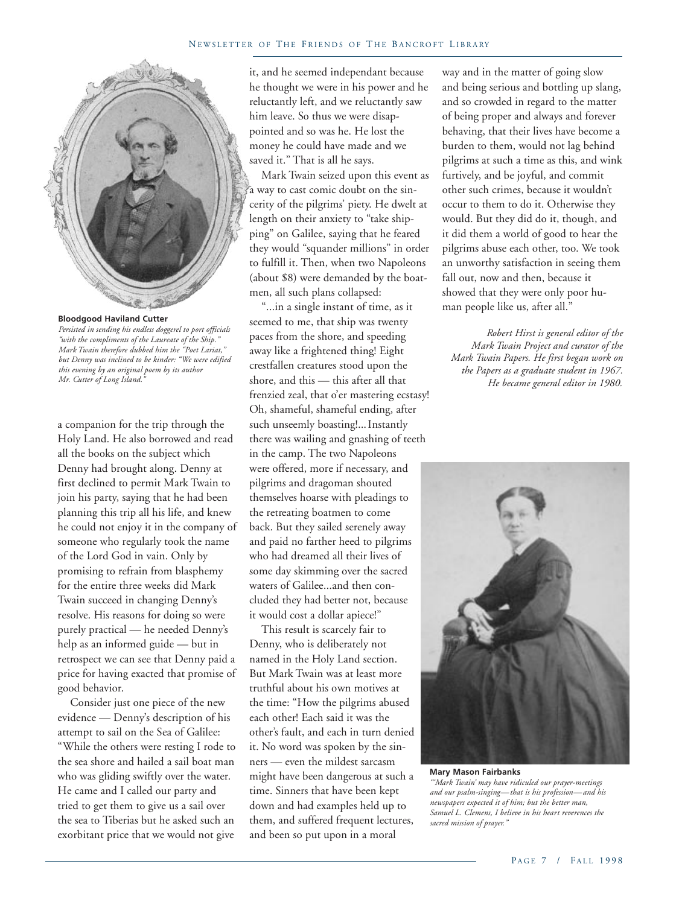**Bloodgood Haviland Cutter**

*Persisted in sending his endless doggerel to port officials "with the compliments of the Laureate of the Ship." Mark Twain therefore dubbed him the "Poet Lariat," but Denny was inclined to be kinder: "We were edified this evening by an original poem by its author Mr. Cutter of Long Island."*

a companion for the trip through the Holy Land. He also borrowed and read all the books on the subject which Denny had brought along. Denny at first declined to permit Mark Twain to join his party, saying that he had been planning this trip all his life, and knew he could not enjoy it in the company of someone who regularly took the name of the Lord God in vain. Only by promising to refrain from blasphemy for the entire three weeks did Mark Twain succeed in changing Denny's resolve. His reasons for doing so were purely practical — he needed Denny's help as an informed guide — but in retrospect we can see that Denny paid a price for having exacted that promise of good behavior.

Consider just one piece of the new evidence — Denny's description of his attempt to sail on the Sea of Galilee: "While the others were resting I rode to the sea shore and hailed a sail boat man who was gliding swiftly over the water. He came and I called our party and tried to get them to give us a sail over the sea to Tiberias but he asked such an exorbitant price that we would not give it, and he seemed independant because he thought we were in his power and he reluctantly left, and we reluctantly saw him leave. So thus we were disappointed and so was he. He lost the money he could have made and we saved it." That is all he says.

Mark Twain seized upon this event as a way to cast comic doubt on the sincerity of the pilgrims' piety. He dwelt at length on their anxiety to "take shipping" on Galilee, saying that he feared they would "squander millions" in order to fulfill it. Then, when two Napoleons (about $8) were demanded by the boatmen, all such plans collapsed:

"...in a single instant of time, as it seemed to me, that ship was twenty paces from the shore, and speeding away like a frightened thing! Eight crestfallen creatures stood upon the shore, and this — this after all that frenzied zeal, that o'er mastering ecstasy! Oh, shameful, shameful ending, after such unseemly boasting!...Instantly there was wailing and gnashing of teeth in the camp. The two Napoleons were offered, more if necessary, and pilgrims and dragoman shouted themselves hoarse with pleadings to the retreating boatmen to come back. But they sailed serenely away and paid no farther heed to pilgrims who had dreamed all their lives of some day skimming over the sacred waters of Galilee...and then concluded they had better not, because it would cost a dollar apiece!"

This result is scarcely fair to Denny, who is deliberately not named in the Holy Land section. But Mark Twain was at least more truthful about his own motives at the time: "How the pilgrims abused each other! Each said it was the other's fault, and each in turn denied it. No word was spoken by the sinners — even the mildest sarcasm might have been dangerous at such a time. Sinners that have been kept down and had examples held up to them, and suffered frequent lectures, and been so put upon in a moral way and in the matter of going slow and being serious and bottling up slang, and so crowded in regard to the matter of being proper and always and forever behaving, that their lives have become a burden to them, would not lag behind pilgrims at such a time as this, and wink furtively, and be joyful, and commit other such crimes, because it wouldn't occur to them to do it. Otherwise they would. But they did do it, though, and it did them a world of good to hear the pilgrims abuse each other, too. We took an unworthy satisfaction in seeing them fall out, now and then, because it showed that they were only poor human people like us, after all."

*Robert Hirst is general editor of the Mark Twain Project and curator of the Mark Twain Papers. He first began work on the Papers as a graduate student in 1967. He became general editor in 1980.*

**Mary Mason Fairbanks**

*"'Mark Twain' may have ridiculed our prayer-meetings and our psalm-singing—that is his profession—and his newspapers expected it of him; but the better man, Samuel L. Clemens, I believe in his heart reverences the sacred mission of prayer."*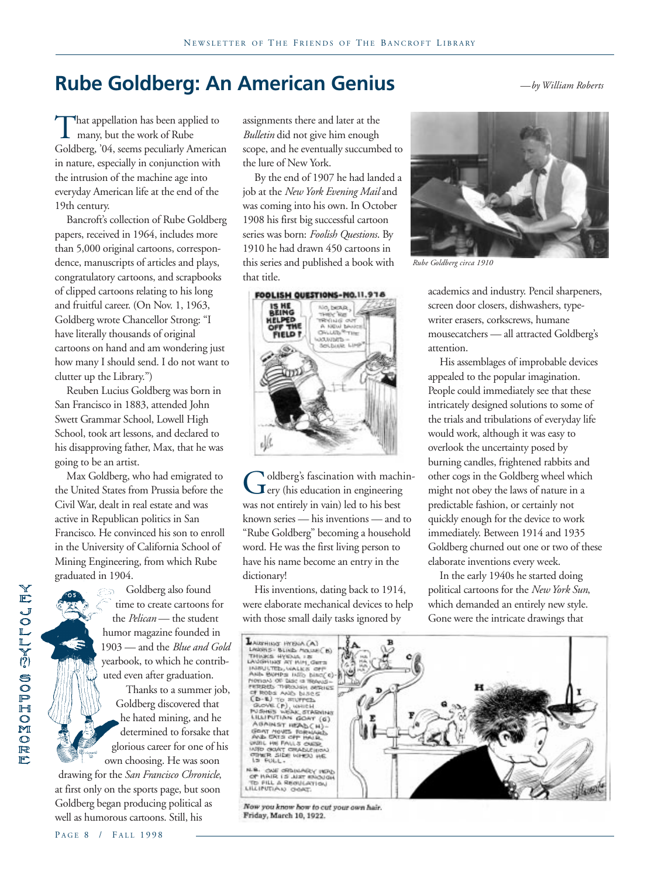# Rube Goldberg: An American Genius

*—by William Roberts*

That appellation has been applied to many, but the work of Rube Goldberg, '04, seems peculiarly American in nature, especially in conjunction with the intrusion of the machine age into everyday American life at the end of the 19th century.

Bancroft's collection of Rube Goldberg papers, received in 1964, includes more than 5,000 original cartoons, correspondence, manuscripts of articles and plays, congratulatory cartoons, and scrapbooks of clipped cartoons relating to his long and fruitful career. (On Nov. 1, 1963, Goldberg wrote Chancellor Strong: "I have literally thousands of original cartoons on hand and am wondering just how many I should send. I do not want to clutter up the Library.")

Reuben Lucius Goldberg was born in San Francisco in 1883, attended John Swett Grammar School, Lowell High School, took art lessons, and declared to his disapproving father, Max, that he was going to be an artist.

Max Goldberg, who had emigrated to the United States from Prussia before the Civil War, dealt in real estate and was active in Republican politics in San Francisco. He convinced his son to enroll in the University of California School of Mining Engineering, from which Rube graduated in 1904.

Goldberg also found time to create cartoons for the *Pelican* — the student humor magazine founded in 1903 — and the *Blue and Gold* yearbook, to which he contributed even after graduation.

Thanks to a summer job, Goldberg discovered that he hated mining, and he determined to forsake that glorious career for one of his own choosing. He was soon drawing for the *San Francisco Chronicle*, at first only on the sports page, but soon Goldberg began producing political as well as humorous cartoons. Still, his assignments there and later at the *Bulletin* did not give him enough scope, and he eventually succumbed to the lure of New York.

By the end of 1907 he had landed a job at the *New York Evening Mail* and was coming into his own. In October 1908 his first big successful cartoon series was born: *Foolish Questions*. By 1910 he had drawn 450 cartoons in this series and published a book with that title.

YE JOLLY(?) SOPHOMORE

*Rube Goldberg circa 1910*

Goldberg's fascination with machinery (his education in engineering was not entirely in vain) led to his best known series — his inventions — and to "Rube Goldberg" becoming a household word. He was the first living person to have his name become an entry in the dictionary!

His inventions, dating back to 1914, were elaborate mechanical devices to help with those small daily tasks ignored by academics and industry. Pencil sharpeners, screen door closers, dishwashers, typewriter erasers, corkscrews, humane mousecatchers — all attracted Goldberg's attention.

His assemblages of improbable devices appealed to the popular imagination. People could immediately see that these intricately designed solutions to some of the trials and tribulations of everyday life would work, although it was easy to overlook the uncertainty posed by burning candles, frightened rabbits and other cogs in the Goldberg wheel which might not obey the laws of nature in a predictable fashion, or certainly not quickly enough for the device to work immediately. Between 1914 and 1935 Goldberg churned out one or two of these elaborate inventions every week.

In the early 1940s he started doing political cartoons for the *New York Sun*, which demanded an entirely new style. Gone were the intricate drawings that

*Now you know how to cut your own hair.*
**Friday, March 10, 1922.**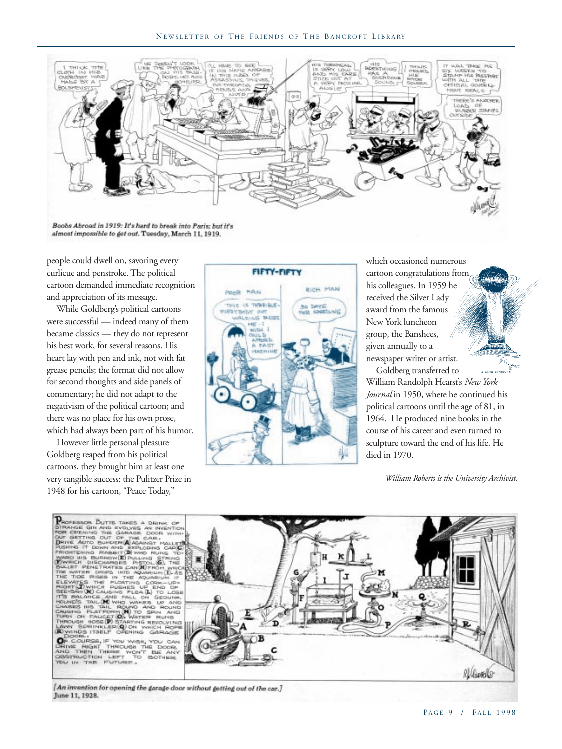Boobs Abroad in 1919: It's hard to break into Paris; but it's almost impossible to get out. Tuesday, March 11, 1919.

people could dwell on, savoring every curlicue and penstroke. The political cartoon demanded immediate recognition and appreciation of its message.

While Goldberg's political cartoons were successful — indeed many of them became classics — they do not represent his best work, for several reasons. His heart lay with pen and ink, not with fat grease pencils; the format did not allow for second thoughts and side panels of commentary; he did not adapt to the negativism of the political cartoon; and there was no place for his own prose, which had always been part of his humor.

However little personal pleasure Goldberg reaped from his political cartoons, they brought him at least one very tangible success: the Pulitzer Prize in 1948 for his cartoon, "Peace Today," which occasioned numerous cartoon congratulations from his colleagues. In 1959 he received the Silver Lady award from the famous New York luncheon group, the Banshees, given annually to a newspaper writer or artist.

Goldberg transferred to William Randolph Hearst's *New York Journal* in 1950, where he continued his political cartoons until the age of 81, in 1964. He produced nine books in the course of his career and even turned to sculpture toward the end of his life. He died in 1970.

*William Roberts is the University Archivist.*

[An invention for opening the garage door without getting out of the car.] June 11, 1928.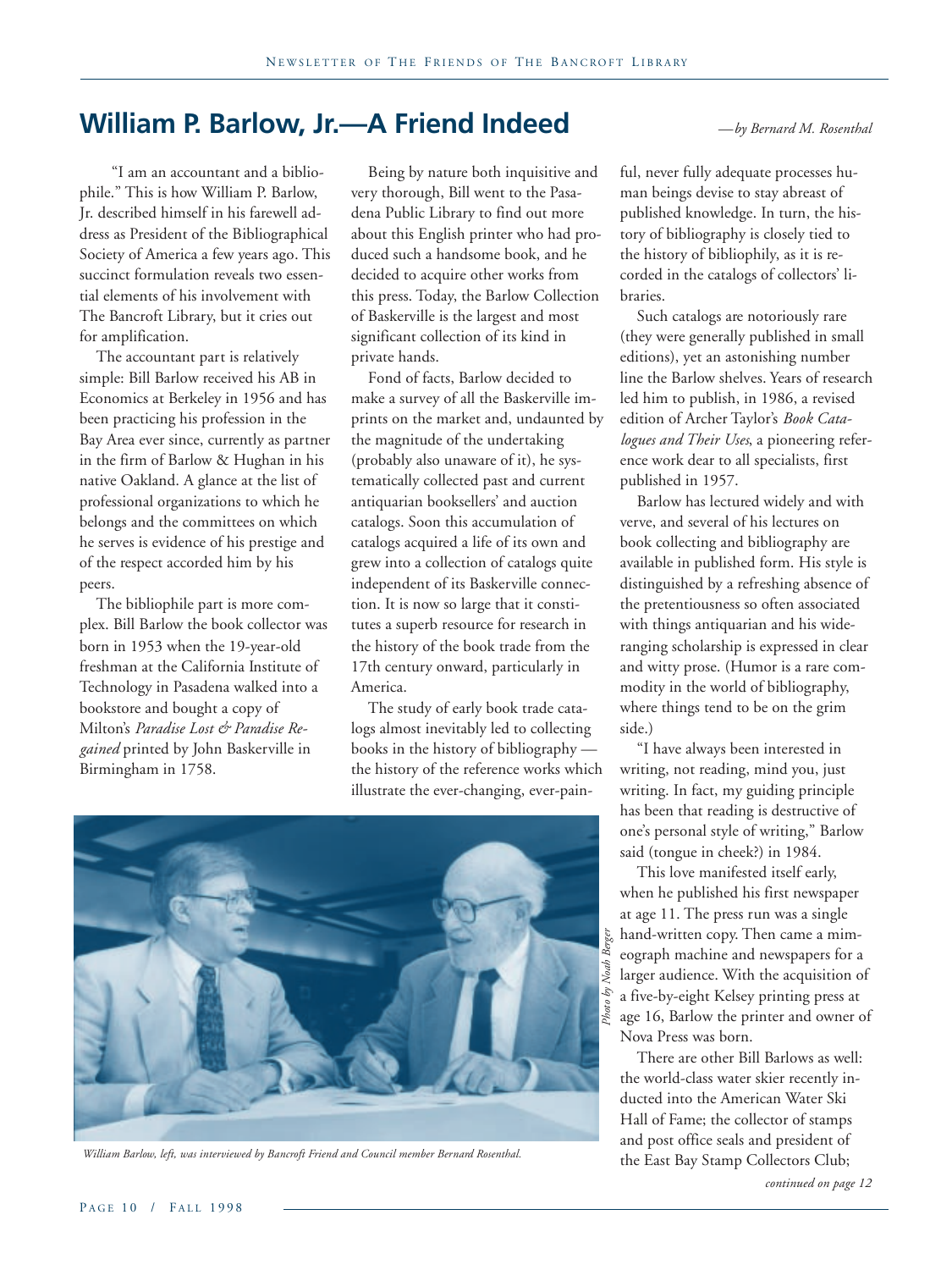## William P. Barlow, Jr.—A Friend Indeed

*—by Bernard M. Rosenthal*

"I am an accountant and a bibliophile." This is how William P. Barlow, Jr. described himself in his farewell address as President of the Bibliographical Society of America a few years ago. This succinct formulation reveals two essential elements of his involvement with The Bancroft Library, but it cries out for amplification.

The accountant part is relatively simple: Bill Barlow received his AB in Economics at Berkeley in 1956 and has been practicing his profession in the Bay Area ever since, currently as partner in the firm of Barlow & Hughan in his native Oakland. A glance at the list of professional organizations to which he belongs and the committees on which he serves is evidence of his prestige and of the respect accorded him by his peers.

The bibliophile part is more complex. Bill Barlow the book collector was born in 1953 when the 19-year-old freshman at the California Institute of Technology in Pasadena walked into a bookstore and bought a copy of Milton's *Paradise Lost & Paradise Regained* printed by John Baskerville in Birmingham in 1758.

Being by nature both inquisitive and very thorough, Bill went to the Pasadena Public Library to find out more about this English printer who had produced such a handsome book, and he decided to acquire other works from this press. Today, the Barlow Collection of Baskerville is the largest and most significant collection of its kind in private hands.

Fond of facts, Barlow decided to make a survey of all the Baskerville imprints on the market and, undaunted by the magnitude of the undertaking (probably also unaware of it), he systematically collected past and current antiquarian booksellers' and auction catalogs. Soon this accumulation of catalogs acquired a life of its own and grew into a collection of catalogs quite independent of its Baskerville connection. It is now so large that it constitutes a superb resource for research in the history of the book trade from the 17th century onward, particularly in America.

The study of early book trade catalogs almost inevitably led to collecting books in the history of bibliography — the history of the reference works which illustrate the ever-changing, ever-painful, never fully adequate processes human beings devise to stay abreast of published knowledge. In turn, the history of bibliography is closely tied to the history of bibliophily, as it is recorded in the catalogs of collectors' libraries.

Such catalogs are notoriously rare (they were generally published in small editions), yet an astonishing number line the Barlow shelves. Years of research led him to publish, in 1986, a revised edition of Archer Taylor's *Book Catalogues and Their Uses*, a pioneering reference work dear to all specialists, first published in 1957.

Barlow has lectured widely and with verve, and several of his lectures on book collecting and bibliography are available in published form. His style is distinguished by a refreshing absence of the pretentiousness so often associated with things antiquarian and his wide-ranging scholarship is expressed in clear and witty prose. (Humor is a rare commodity in the world of bibliography, where things tend to be on the grim side.)

"I have always been interested in writing, not reading, mind you, just writing. In fact, my guiding principle has been that reading is destructive of one's personal style of writing," Barlow said (tongue in cheek?) in 1984.

This love manifested itself early, when he published his first newspaper at age 11. The press run was a single hand-written copy. Then came a mimeograph machine and newspapers for a larger audience. With the acquisition of a five-by-eight Kelsey printing press at age 16, Barlow the printer and owner of Nova Press was born.

There are other Bill Barlows as well: the world-class water skier recently inducted into the American Water Ski Hall of Fame; the collector of stamps and post office seals and president of the East Bay Stamp Collectors Club;

*continued on page 12*

*Photo by Noah Berger*

*William Barlow, left, was interviewed by Bancroft Friend and Council member Bernard Rosenthal.*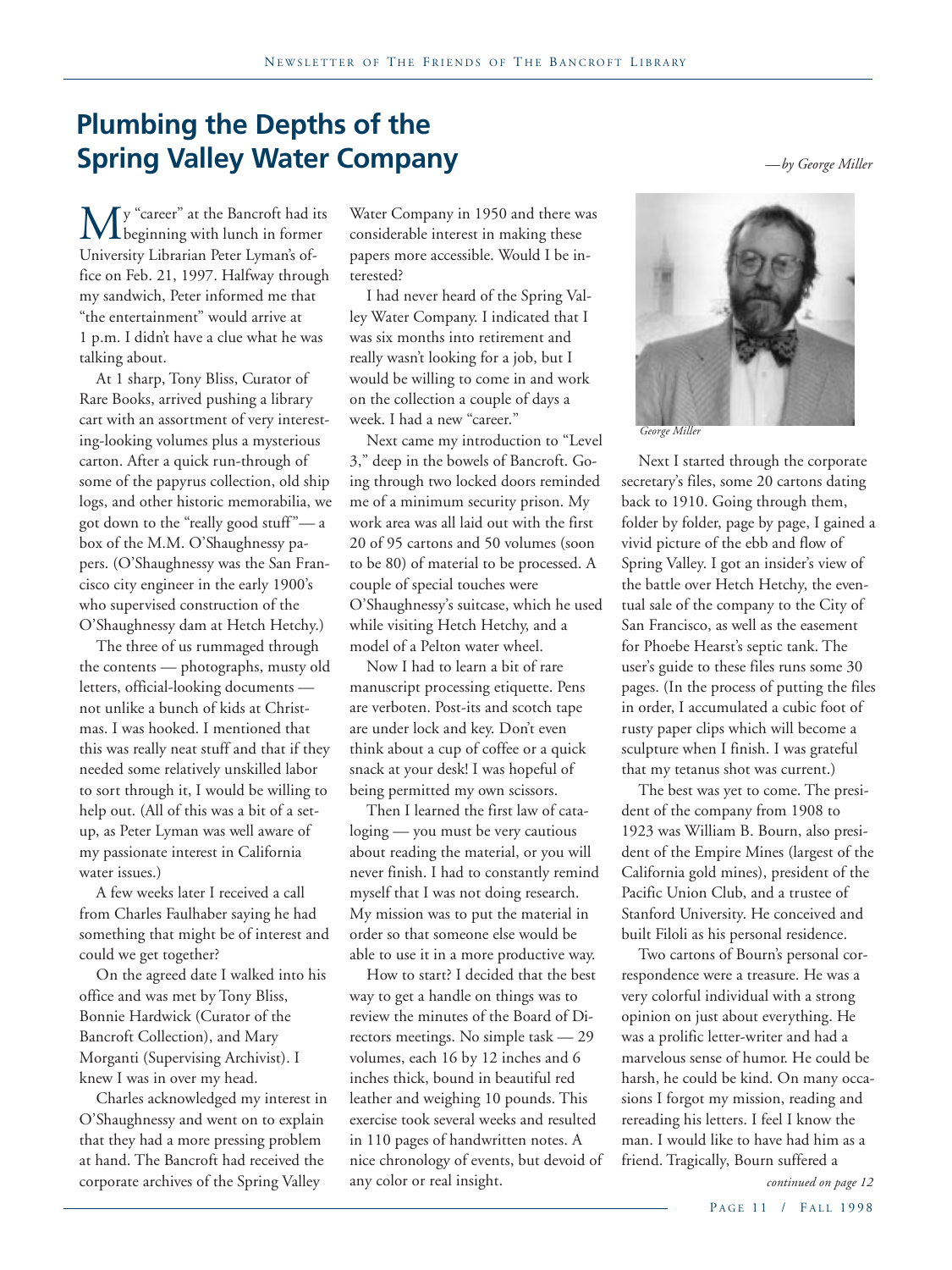# Plumbing the Depths of the Spring Valley Water Company

*—by George Miller*

My "career" at the Bancroft had its beginning with lunch in former University Librarian Peter Lyman's office on Feb. 21, 1997. Halfway through my sandwich, Peter informed me that "the entertainment" would arrive at 1 p.m. I didn't have a clue what he was talking about.

At 1 sharp, Tony Bliss, Curator of Rare Books, arrived pushing a library cart with an assortment of very interesting-looking volumes plus a mysterious carton. After a quick run-through of some of the papyrus collection, old ship logs, and other historic memorabilia, we got down to the "really good stuff"— a box of the M.M. O'Shaughnessy papers. (O'Shaughnessy was the San Francisco city engineer in the early 1900's who supervised construction of the O'Shaughnessy dam at Hetch Hetchy.)

The three of us rummaged through the contents — photographs, musty old letters, official-looking documents — not unlike a bunch of kids at Christmas. I was hooked. I mentioned that this was really neat stuff and that if they needed some relatively unskilled labor to sort through it, I would be willing to help out. (All of this was a bit of a setup, as Peter Lyman was well aware of my passionate interest in California water issues.)

A few weeks later I received a call from Charles Faulhaber saying he had something that might be of interest and could we get together?

On the agreed date I walked into his office and was met by Tony Bliss, Bonnie Hardwick (Curator of the Bancroft Collection), and Mary Morganti (Supervising Archivist). I knew I was in over my head.

Charles acknowledged my interest in O'Shaughnessy and went on to explain that they had a more pressing problem at hand. The Bancroft had received the corporate archives of the Spring Valley Water Company in 1950 and there was considerable interest in making these papers more accessible. Would I be interested?

I had never heard of the Spring Valley Water Company. I indicated that I was six months into retirement and really wasn't looking for a job, but I would be willing to come in and work on the collection a couple of days a week. I had a new "career."

Next came my introduction to "Level 3," deep in the bowels of Bancroft. Going through two locked doors reminded me of a minimum security prison. My work area was all laid out with the first 20 of 95 cartons and 50 volumes (soon to be 80) of material to be processed. A couple of special touches were O'Shaughnessy's suitcase, which he used while visiting Hetch Hetchy, and a model of a Pelton water wheel.

Now I had to learn a bit of rare manuscript processing etiquette. Pens are verboten. Post-its and scotch tape are under lock and key. Don't even think about a cup of coffee or a quick snack at your desk! I was hopeful of being permitted my own scissors.

Then I learned the first law of cataloging — you must be very cautious about reading the material, or you will never finish. I had to constantly remind myself that I was not doing research. My mission was to put the material in order so that someone else would be able to use it in a more productive way.

How to start? I decided that the best way to get a handle on things was to review the minutes of the Board of Directors meetings. No simple task — 29 volumes, each 16 by 12 inches and 6 inches thick, bound in beautiful red leather and weighing 10 pounds. This exercise took several weeks and resulted in 110 pages of handwritten notes. A nice chronology of events, but devoid of any color or real insight.

*George Miller*

Next I started through the corporate secretary's files, some 20 cartons dating back to 1910. Going through them, folder by folder, page by page, I gained a vivid picture of the ebb and flow of Spring Valley. I got an insider's view of the battle over Hetch Hetchy, the eventual sale of the company to the City of San Francisco, as well as the easement for Phoebe Hearst's septic tank. The user's guide to these files runs some 30 pages. (In the process of putting the files in order, I accumulated a cubic foot of rusty paper clips which will become a sculpture when I finish. I was grateful that my tetanus shot was current.)

The best was yet to come. The president of the company from 1908 to 1923 was William B. Bourn, also president of the Empire Mines (largest of the California gold mines), president of the Pacific Union Club, and a trustee of Stanford University. He conceived and built Filoli as his personal residence.

Two cartons of Bourn's personal correspondence were a treasure. He was a very colorful individual with a strong opinion on just about everything. He was a prolific letter-writer and had a marvelous sense of humor. He could be harsh, he could be kind. On many occasions I forgot my mission, reading and rereading his letters. I feel I know the man. I would like to have had him as a friend. Tragically, Bourn suffered a

*continued on page 12*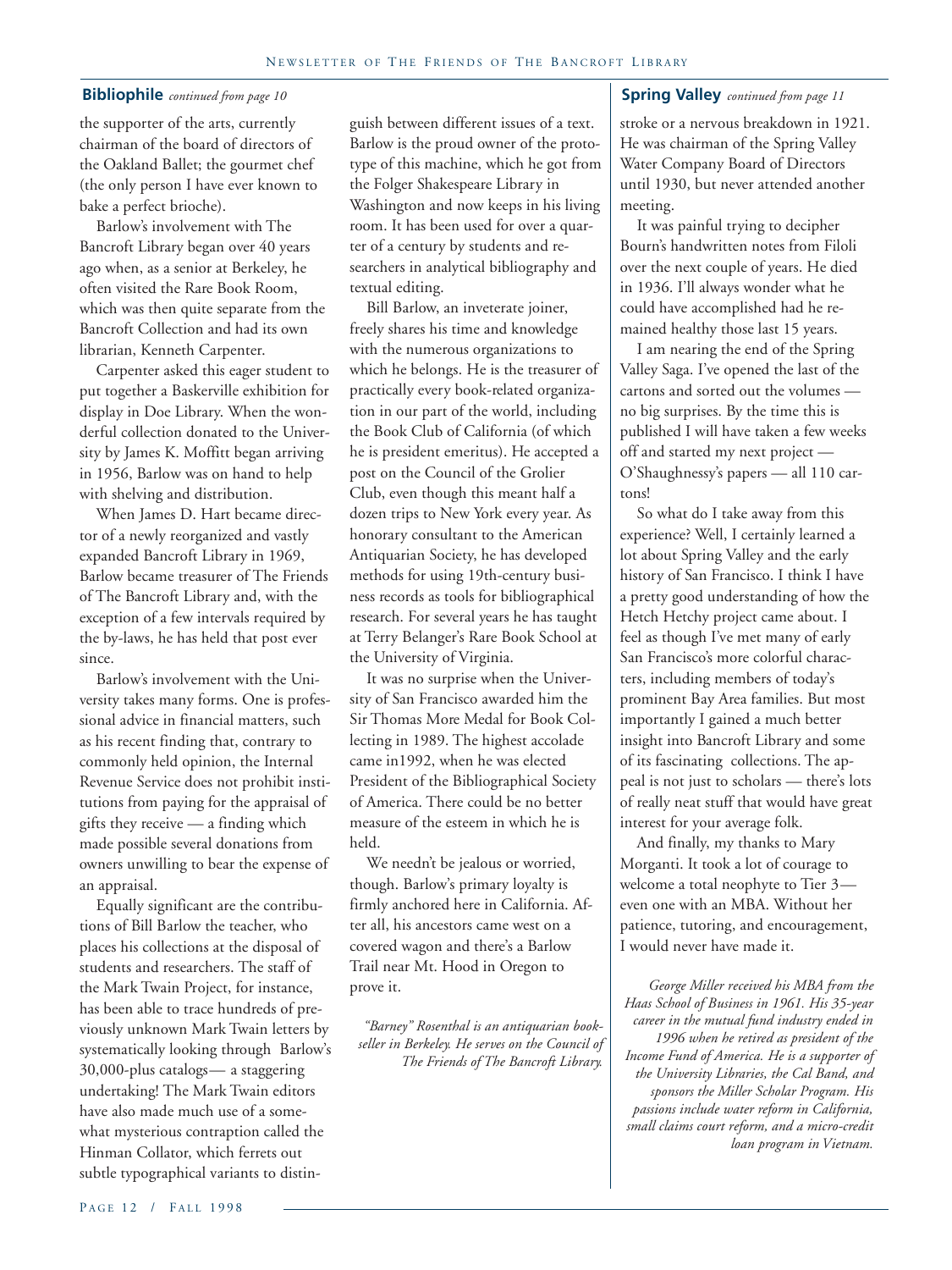## Bibliophile *continued from page 10*

the supporter of the arts, currently chairman of the board of directors of the Oakland Ballet; the gourmet chef (the only person I have ever known to bake a perfect brioche).

Barlow's involvement with The Bancroft Library began over 40 years ago when, as a senior at Berkeley, he often visited the Rare Book Room, which was then quite separate from the Bancroft Collection and had its own librarian, Kenneth Carpenter.

Carpenter asked this eager student to put together a Baskerville exhibition for display in Doe Library. When the wonderful collection donated to the University by James K. Moffitt began arriving in 1956, Barlow was on hand to help with shelving and distribution.

When James D. Hart became director of a newly reorganized and vastly expanded Bancroft Library in 1969, Barlow became treasurer of The Friends of The Bancroft Library and, with the exception of a few intervals required by the by-laws, he has held that post ever since.

Barlow's involvement with the University takes many forms. One is professional advice in financial matters, such as his recent finding that, contrary to commonly held opinion, the Internal Revenue Service does not prohibit institutions from paying for the appraisal of gifts they receive — a finding which made possible several donations from owners unwilling to bear the expense of an appraisal.

Equally significant are the contributions of Bill Barlow the teacher, who places his collections at the disposal of students and researchers. The staff of the Mark Twain Project, for instance, has been able to trace hundreds of previously unknown Mark Twain letters by systematically looking through Barlow's 30,000-plus catalogs— a staggering undertaking! The Mark Twain editors have also made much use of a somewhat mysterious contraption called the Hinman Collator, which ferrets out subtle typographical variants to distinguish between different issues of a text. Barlow is the proud owner of the prototype of this machine, which he got from the Folger Shakespeare Library in Washington and now keeps in his living room. It has been used for over a quarter of a century by students and researchers in analytical bibliography and textual editing.

Bill Barlow, an inveterate joiner, freely shares his time and knowledge with the numerous organizations to which he belongs. He is the treasurer of practically every book-related organization in our part of the world, including the Book Club of California (of which he is president emeritus). He accepted a post on the Council of the Grolier Club, even though this meant half a dozen trips to New York every year. As honorary consultant to the American Antiquarian Society, he has developed methods for using 19th-century business records as tools for bibliographical research. For several years he has taught at Terry Belanger's Rare Book School at the University of Virginia.

It was no surprise when the University of San Francisco awarded him the Sir Thomas More Medal for Book Collecting in 1989. The highest accolade came in1992, when he was elected President of the Bibliographical Society of America. There could be no better measure of the esteem in which he is held.

We needn't be jealous or worried, though. Barlow's primary loyalty is firmly anchored here in California. After all, his ancestors came west on a covered wagon and there's a Barlow Trail near Mt. Hood in Oregon to prove it.

*"Barney" Rosenthal is an antiquarian bookseller in Berkeley. He serves on the Council of The Friends of The Bancroft Library.*

## Spring Valley *continued from page 11*

stroke or a nervous breakdown in 1921. He was chairman of the Spring Valley Water Company Board of Directors until 1930, but never attended another meeting.

It was painful trying to decipher Bourn's handwritten notes from Filoli over the next couple of years. He died in 1936. I'll always wonder what he could have accomplished had he remained healthy those last 15 years.

I am nearing the end of the Spring Valley Saga. I've opened the last of the cartons and sorted out the volumes — no big surprises. By the time this is published I will have taken a few weeks off and started my next project — O'Shaughnessy's papers — all 110 cartons!

So what do I take away from this experience? Well, I certainly learned a lot about Spring Valley and the early history of San Francisco. I think I have a pretty good understanding of how the Hetch Hetchy project came about. I feel as though I've met many of early San Francisco's more colorful characters, including members of today's prominent Bay Area families. But most importantly I gained a much better insight into Bancroft Library and some of its fascinating collections. The appeal is not just to scholars — there's lots of really neat stuff that would have great interest for your average folk.

And finally, my thanks to Mary Morganti. It took a lot of courage to welcome a total neophyte to Tier 3— even one with an MBA. Without her patience, tutoring, and encouragement, I would never have made it.

*George Miller received his MBA from the Haas School of Business in 1961. His 35-year career in the mutual fund industry ended in 1996 when he retired as president of the Income Fund of America. He is a supporter of the University Libraries, the Cal Band, and sponsors the Miller Scholar Program. His passions include water reform in California, small claims court reform, and a micro-credit loan program in Vietnam.*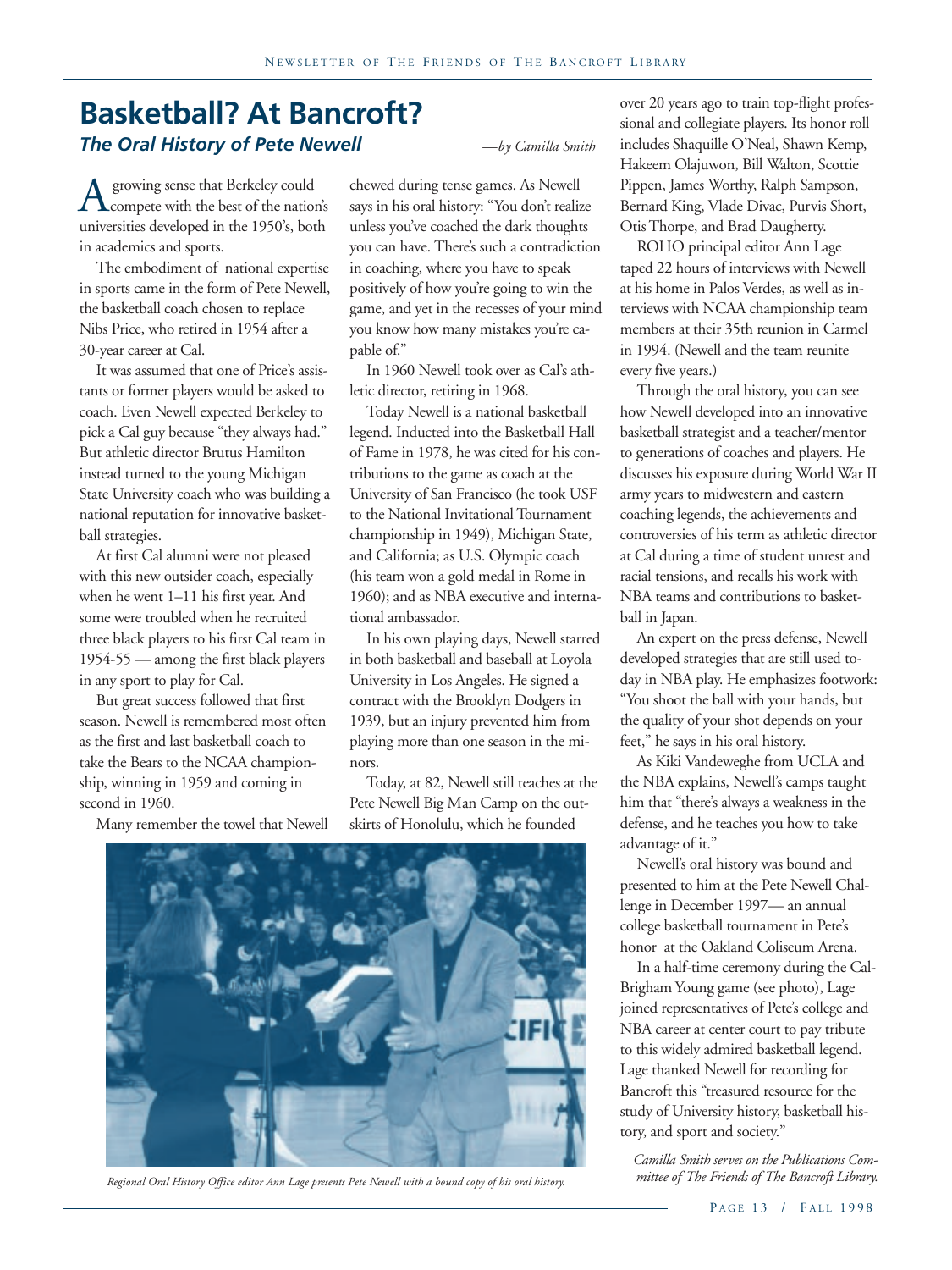# Basketball? At Bancroft?

## *The Oral History of Pete Newell*

*—by Camilla Smith*

A growing sense that Berkeley could compete with the best of the nation's universities developed in the 1950's, both in academics and sports.

The embodiment of national expertise in sports came in the form of Pete Newell, the basketball coach chosen to replace Nibs Price, who retired in 1954 after a 30-year career at Cal.

It was assumed that one of Price's assistants or former players would be asked to coach. Even Newell expected Berkeley to pick a Cal guy because "they always had." But athletic director Brutus Hamilton instead turned to the young Michigan State University coach who was building a national reputation for innovative basketball strategies.

At first Cal alumni were not pleased with this new outsider coach, especially when he went 1–11 his first year. And some were troubled when he recruited three black players to his first Cal team in 1954-55 — among the first black players in any sport to play for Cal.

But great success followed that first season. Newell is remembered most often as the first and last basketball coach to take the Bears to the NCAA championship, winning in 1959 and coming in second in 1960.

Many remember the towel that Newell chewed during tense games. As Newell says in his oral history: "You don't realize unless you've coached the dark thoughts you can have. There's such a contradiction in coaching, where you have to speak positively of how you're going to win the game, and yet in the recesses of your mind you know how many mistakes you're capable of."

In 1960 Newell took over as Cal's athletic director, retiring in 1968.

Today Newell is a national basketball legend. Inducted into the Basketball Hall of Fame in 1978, he was cited for his contributions to the game as coach at the University of San Francisco (he took USF to the National Invitational Tournament championship in 1949), Michigan State, and California; as U.S. Olympic coach (his team won a gold medal in Rome in 1960); and as NBA executive and international ambassador.

In his own playing days, Newell starred in both basketball and baseball at Loyola University in Los Angeles. He signed a contract with the Brooklyn Dodgers in 1939, but an injury prevented him from playing more than one season in the minors.

Today, at 82, Newell still teaches at the Pete Newell Big Man Camp on the outskirts of Honolulu, which he founded over 20 years ago to train top-flight professional and collegiate players. Its honor roll includes Shaquille O'Neal, Shawn Kemp, Hakeem Olajuwon, Bill Walton, Scottie Pippen, James Worthy, Ralph Sampson, Bernard King, Vlade Divac, Purvis Short, Otis Thorpe, and Brad Daugherty.

ROHO principal editor Ann Lage taped 22 hours of interviews with Newell at his home in Palos Verdes, as well as interviews with NCAA championship team members at their 35th reunion in Carmel in 1994. (Newell and the team reunite every five years.)

Through the oral history, you can see how Newell developed into an innovative basketball strategist and a teacher/mentor to generations of coaches and players. He discusses his exposure during World War II army years to midwestern and eastern coaching legends, the achievements and controversies of his term as athletic director at Cal during a time of student unrest and racial tensions, and recalls his work with NBA teams and contributions to basketball in Japan.

An expert on the press defense, Newell developed strategies that are still used today in NBA play. He emphasizes footwork: "You shoot the ball with your hands, but the quality of your shot depends on your feet," he says in his oral history.

As Kiki Vandeweghe from UCLA and the NBA explains, Newell's camps taught him that "there's always a weakness in the defense, and he teaches you how to take advantage of it."

Newell's oral history was bound and presented to him at the Pete Newell Challenge in December 1997— an annual college basketball tournament in Pete's honor at the Oakland Coliseum Arena.

In a half-time ceremony during the Cal-Brigham Young game (see photo), Lage joined representatives of Pete's college and NBA career at center court to pay tribute to this widely admired basketball legend. Lage thanked Newell for recording for Bancroft this "treasured resource for the study of University history, basketball history, and sport and society."

*Regional Oral History Office editor Ann Lage presents Pete Newell with a bound copy of his oral history.*

*Camilla Smith serves on the Publications Committee of The Friends of The Bancroft Library.*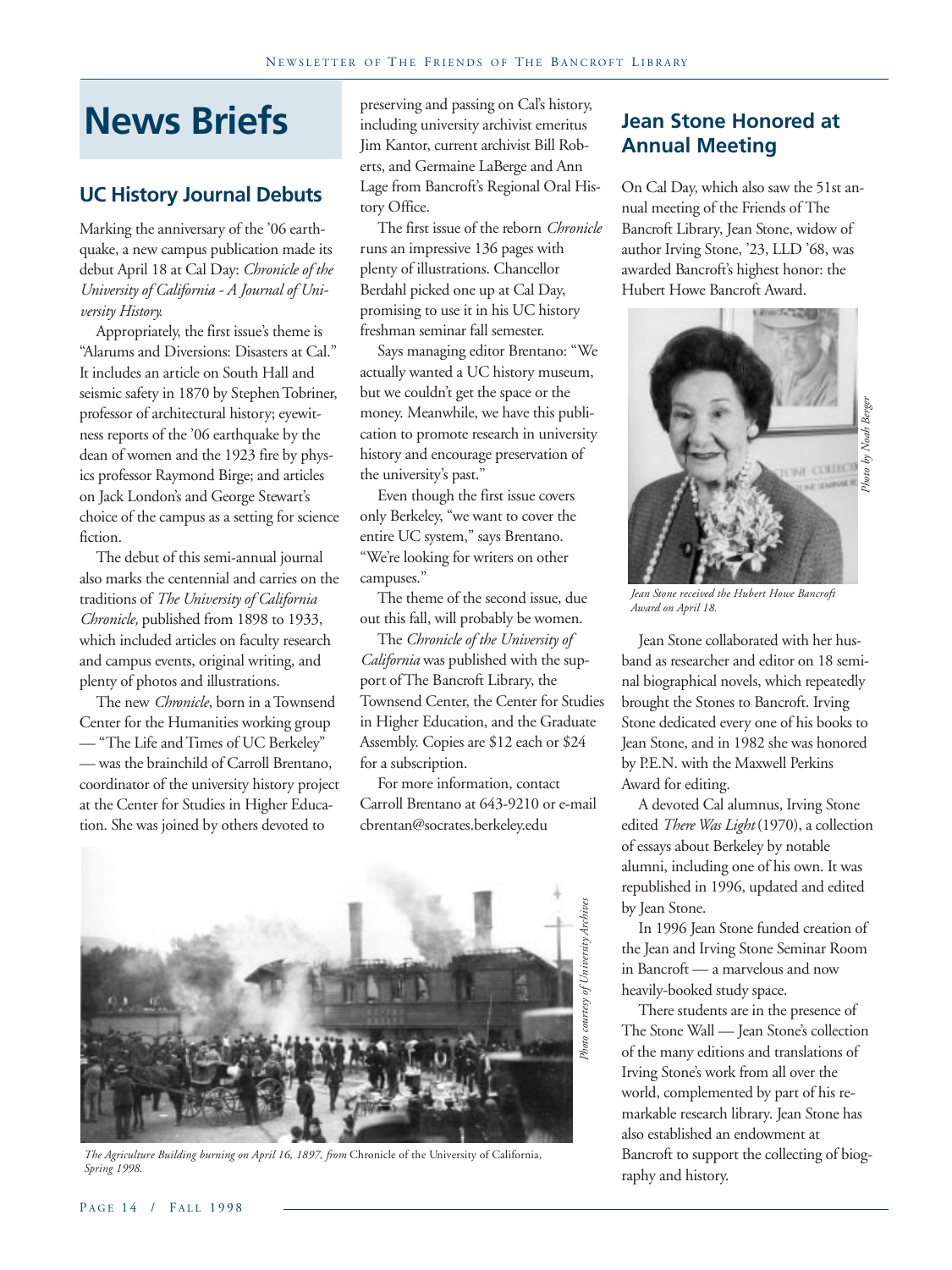# News Briefs

## UC History Journal Debuts

Marking the anniversary of the '06 earthquake, a new campus publication made its debut April 18 at Cal Day: *Chronicle of the University of California - A Journal of University History.*

Appropriately, the first issue's theme is "Alarums and Diversions: Disasters at Cal." It includes an article on South Hall and seismic safety in 1870 by Stephen Tobriner, professor of architectural history; eyewitness reports of the '06 earthquake by the dean of women and the 1923 fire by physics professor Raymond Brige; and articles on Jack London's and George Stewart's choice of the campus as a setting for science fiction.

The debut of this semi-annual journal also marks the centennial and carries on the traditions of *The University of California Chronicle,* published from 1898 to 1933, which included articles on faculty research and campus events, original writing, and plenty of photos and illustrations.

The new *Chronicle*, born in a Townsend Center for the Humanities working group — "The Life and Times of UC Berkeley" — was the brainchild of Carroll Brentano, coordinator of the university history project at the Center for Studies in Higher Education. She was joined by others devoted to preserving and passing on Cal's history, including university archivist emeritus Jim Kantor, current archivist Bill Roberts, and Germaine LaBerge and Ann Lage from Bancroft's Regional Oral History Office.

The first issue of the reborn *Chronicle* runs an impressive 136 pages with plenty of illustrations. Chancellor Berdahl picked one up at Cal Day, promising to use it in his UC history freshman seminar fall semester.

Says managing editor Brentano: "We actually wanted a UC history museum, but we couldn't get the space or the money. Meanwhile, we have this publication to promote research in university history and encourage preservation of the university's past."

Even though the first issue covers only Berkeley, "we want to cover the entire UC system," says Brentano. "We're looking for writers on other campuses."

The theme of the second issue, due out this fall, will probably be women.

The *Chronicle of the University of California* was published with the support of The Bancroft Library, the Townsend Center, the Center for Studies in Higher Education, and the Graduate Assembly. Copies are $12 each or $24 for a subscription.

For more information, contact Carroll Brentano at 643-9210 or e-mail cbrentan@socrates.berkeley.edu

Photo courtesy of University Archives

*The Agriculture Building burning on April 16, 1897, from* Chronicle of the University of California, *Spring 1998.*

## Jean Stone Honored at Annual Meeting

On Cal Day, which also saw the 51st annual meeting of the Friends of The Bancroft Library, Jean Stone, widow of author Irving Stone, '23, LLD '68, was awarded Bancroft's highest honor: the Hubert Howe Bancroft Award.

Photo by Noah Berger

*Jean Stone received the Hubert Howe Bancroft Award on April 18.*

Jean Stone collaborated with her husband as researcher and editor on 18 seminal biographical novels, which repeatedly brought the Stones to Bancroft. Irving Stone dedicated every one of his books to Jean Stone, and in 1982 she was honored by P.E.N. with the Maxwell Perkins Award for editing.

A devoted Cal alumnus, Irving Stone edited *There Was Light* (1970), a collection of essays about Berkeley by notable alumni, including one of his own. It was republished in 1996, updated and edited by Jean Stone.

In 1996 Jean Stone funded creation of the Jean and Irving Stone Seminar Room in Bancroft — a marvelous and now heavily-booked study space.

There students are in the presence of The Stone Wall — Jean Stone's collection of the many editions and translations of Irving Stone's work from all over the world, complemented by part of his remarkable research library. Jean Stone has also established an endowment at Bancroft to support the collecting of biography and history.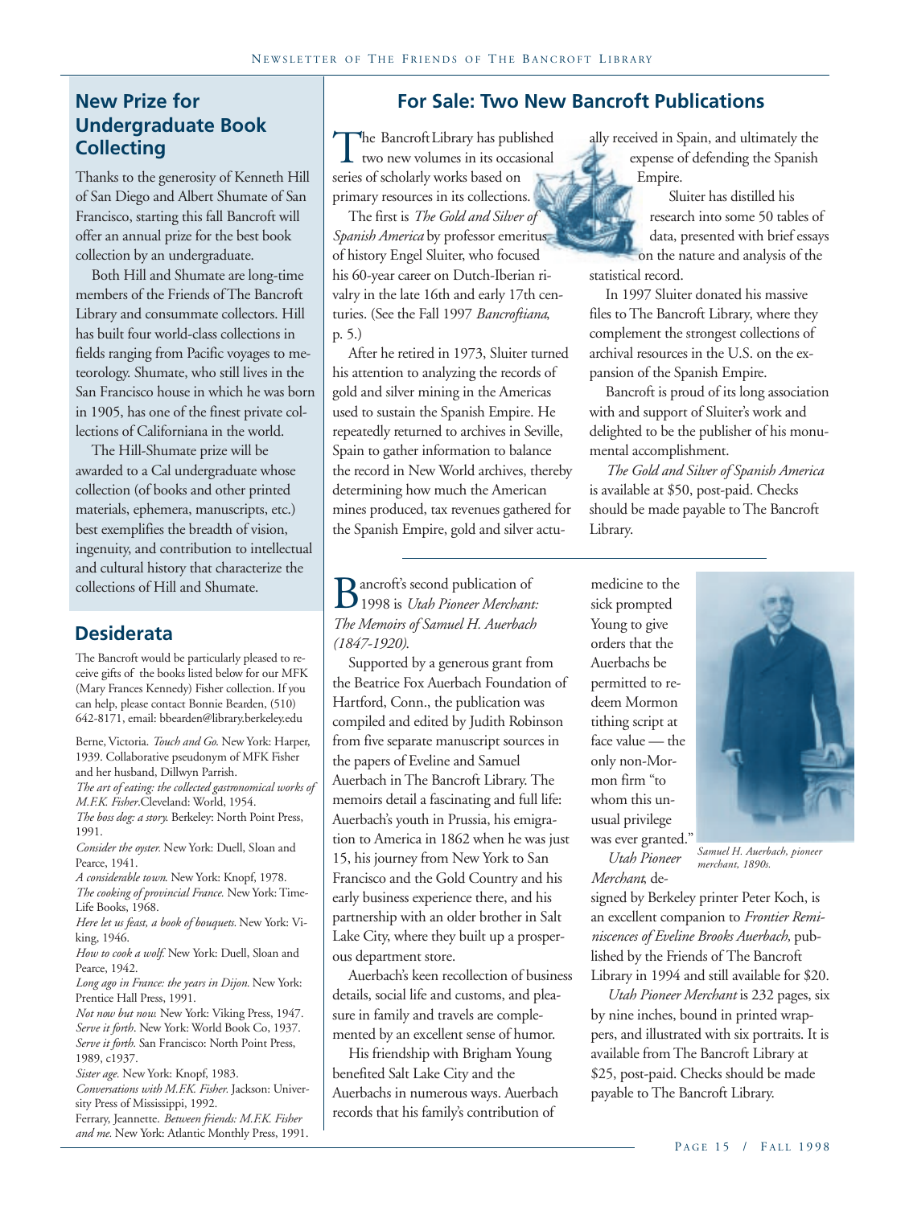## New Prize for Undergraduate Book Collecting

Thanks to the generosity of Kenneth Hill of San Diego and Albert Shumate of San Francisco, starting this fall Bancroft will offer an annual prize for the best book collection by an undergraduate.

Both Hill and Shumate are long-time members of the Friends of The Bancroft Library and consummate collectors. Hill has built four world-class collections in fields ranging from Pacific voyages to meteorology. Shumate, who still lives in the San Francisco house in which he was born in 1905, has one of the finest private collections of Californiana in the world.

The Hill-Shumate prize will be awarded to a Cal undergraduate whose collection (of books and other printed materials, ephemera, manuscripts, etc.) best exemplifies the breadth of vision, ingenuity, and contribution to intellectual and cultural history that characterize the collections of Hill and Shumate.

## Desiderata

The Bancroft would be particularly pleased to receive gifts of the books listed below for our MFK (Mary Frances Kennedy) Fisher collection. If you can help, please contact Bonnie Bearden, (510) 642-8171, email: bbearden@library.berkeley.edu

Berne, Victoria. *Touch and Go.* New York: Harper, 1939. Collaborative pseudonym of MFK Fisher and her husband, Dillwyn Parrish.

*The art of eating: the collected gastronomical works of M.F.K. Fisher*.Cleveland: World, 1954.

*The boss dog: a story.* Berkeley: North Point Press, 1991.

*Consider the oyster.* New York: Duell, Sloan and Pearce, 1941.

*A considerable town.* New York: Knopf, 1978.

*The cooking of provincial France.* New York: Time-Life Books, 1968.

*Here let us feast, a book of bouquets.* New York: Viking, 1946.

*How to cook a wolf.* New York: Duell, Sloan and Pearce, 1942.

*Long ago in France: the years in Dijon.* New York: Prentice Hall Press, 1991.

*Not now but now.* New York: Viking Press, 1947.

*Serve it forth*. New York: World Book Co, 1937.

*Serve it forth.* San Francisco: North Point Press, 1989, c1937.

*Sister age.* New York: Knopf, 1983.

*Conversations with M.F.K. Fisher.* Jackson: University Press of Mississippi, 1992.

Ferrary, Jeannette. *Between friends: M.F.K. Fisher and me.* New York: Atlantic Monthly Press, 1991.

## For Sale: Two New Bancroft Publications

The Bancroft Library has published two new volumes in its occasional series of scholarly works based on primary resources in its collections.

The first is *The Gold and Silver of Spanish America* by professor emeritus of history Engel Sluiter, who focused his 60-year career on Dutch-Iberian rivalry in the late 16th and early 17th centuries. (See the Fall 1997 *Bancroftiana*, p. 5.)

After he retired in 1973, Sluiter turned his attention to analyzing the records of gold and silver mining in the Americas used to sustain the Spanish Empire. He repeatedly returned to archives in Seville, Spain to gather information to balance the record in New World archives, thereby determining how much the American mines produced, tax revenues gathered for the Spanish Empire, gold and silver actually received in Spain, and ultimately the expense of defending the Spanish Empire.

Sluiter has distilled his research into some 50 tables of data, presented with brief essays on the nature and analysis of the statistical record.

In 1997 Sluiter donated his massive files to The Bancroft Library, where they complement the strongest collections of archival resources in the U.S. on the expansion of the Spanish Empire.

Bancroft is proud of its long association with and support of Sluiter's work and delighted to be the publisher of his monumental accomplishment.

*The Gold and Silver of Spanish America* is available at $50, post-paid. Checks should be made payable to The Bancroft Library.

---

Bancroft's second publication of 1998 is *Utah Pioneer Merchant: The Memoirs of Samuel H. Auerbach (1847-1920).*

Supported by a generous grant from the Beatrice Fox Auerbach Foundation of Hartford, Conn., the publication was compiled and edited by Judith Robinson from five separate manuscript sources in the papers of Eveline and Samuel Auerbach in The Bancroft Library. The memoirs detail a fascinating and full life: Auerbach's youth in Prussia, his emigration to America in 1862 when he was just 15, his journey from New York to San Francisco and the Gold Country and his early business experience there, and his partnership with an older brother in Salt Lake City, where they built up a prosperous department store.

Auerbach's keen recollection of business details, social life and customs, and pleasure in family and travels are complemented by an excellent sense of humor.

His friendship with Brigham Young benefited Salt Lake City and the Auerbachs in numerous ways. Auerbach records that his family's contribution of medicine to the sick prompted Young to give orders that the Auerbachs be permitted to redeem Mormon tithing script at face value — the only non-Mormon firm "to whom this unusual privilege was ever granted."

*Samuel H. Auerbach, pioneer merchant, 1890s.*

*Utah Pioneer Merchant*, designed by Berkeley printer Peter Koch, is an excellent companion to *Frontier Reminiscences of Eveline Brooks Auerbach,* published by the Friends of The Bancroft Library in 1994 and still available for $20.

*Utah Pioneer Merchant* is 232 pages, six by nine inches, bound in printed wrappers, and illustrated with six portraits. It is available from The Bancroft Library at $25, post-paid. Checks should be made payable to The Bancroft Library.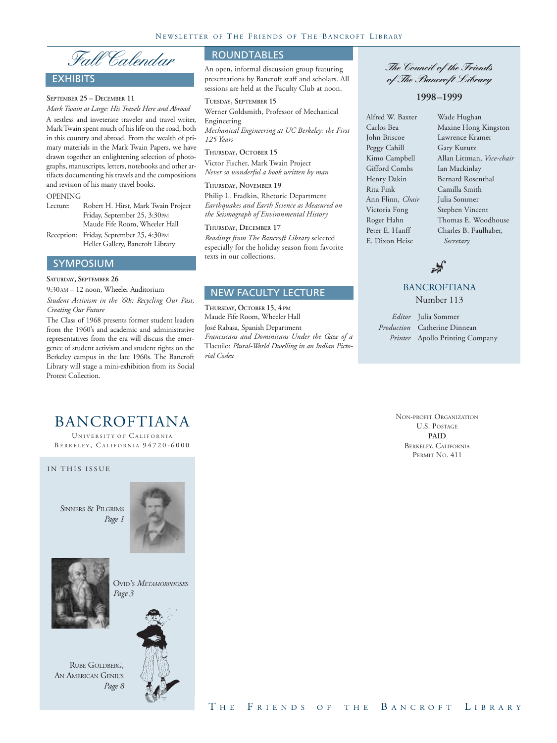# Fall Calendar

## EXHIBITS

**September 25 – December 11**

*Mark Twain at Large: His Travels Here and Abroad*

A restless and inveterate traveler and travel writer, Mark Twain spent much of his life on the road, both in this country and abroad. From the wealth of primary materials in the Mark Twain Papers, we have drawn together an enlightening selection of photographs, manuscripts, letters, notebooks and other artifacts documenting his travels and the compositions and revision of his many travel books.

OPENING

Lecture: Robert H. Hirst, Mark Twain Project
Friday, September 25, 3:30PM
Maude Fife Room, Wheeler Hall

Reception: Friday, September 25, 4:30PM
Heller Gallery, Bancroft Library

## SYMPOSIUM

**Saturday, September 26**

9:30AM – 12 noon, Wheeler Auditorium

*Student Activism in the '60s: Recycling Our Past, Creating Our Future*

The Class of 1968 presents former student leaders from the 1960's and academic and administrative representatives from the era will discuss the emergence of student activism and student rights on the Berkeley campus in the late 1960s. The Bancroft Library will stage a mini-exhibition from its Social Protest Collection.

## ROUNDTABLES

An open, informal discussion group featuring presentations by Bancroft staff and scholars. All sessions are held at the Faculty Club at noon.

**Tuesday, September 15**

Werner Goldsmith, Professor of Mechanical Engineering

*Mechanical Engineering at UC Berkeley: the First 125 Years*

**Thursday, October 15**

Victor Fischer, Mark Twain Project

*Never so wonderful a book written by man*

**Thursday, November 19**

Philip L. Fradkin, Rhetoric Department

*Earthquakes and Earth Science as Measured on the Seismograph of Environmental History*

**Thursday, December 17**

*Readings from The Bancroft Library* selected especially for the holiday season from favorite texts in our collections.

## NEW FACULTY LECTURE

**Thursday, October 15, 4 PM**

Maude Fife Room, Wheeler Hall

José Rabasa, Spanish Department

*Franciscans and Dominicans Under the Gaze of a* Tlacuilo: *Plural-World Dwelling in an Indian Pictorial Codex*

## The Council of the Friends of The Bancroft Library

**1998–1999**

Alfred W. Baxter
Carlos Bea
John Briscoe
Peggy Cahill
Kimo Campbell
Gifford Combs
Henry Dakin
Rita Fink
Ann Flinn, *Chair*
Victoria Fong
Roger Hahn
Peter E. Hanff
E. Dixon Heise
Wade Hughan
Maxine Hong Kingston
Lawrence Kramer
Gary Kurutz
Allan Littman, *Vice-chair*
Ian Mackinlay
Bernard Rosenthal
Camilla Smith
Julia Sommer
Stephen Vincent
Thomas E. Woodhouse
Charles B. Faulhaber, *Secretary*

BANCROFTIANA
Number 113

*Editor* Julia Sommer
*Production* Catherine Dinnean
*Printer* Apollo Printing Company

# BANCROFTIANA

UNIVERSITY OF CALIFORNIA
BERKELEY, CALIFORNIA 94720-6000

NON-PROFIT ORGANIZATION
U.S. POSTAGE
**PAID**
BERKELEY, CALIFORNIA
PERMIT NO. 411

IN THIS ISSUE

SINNERS & PILGRIMS *Page 1*

OVID'S *METAMORPHOSES* *Page 3*

RUBE GOLDBERG, AN AMERICAN GENIUS *Page 8*

THE FRIENDS OF THE BANCROFT LIBRARY